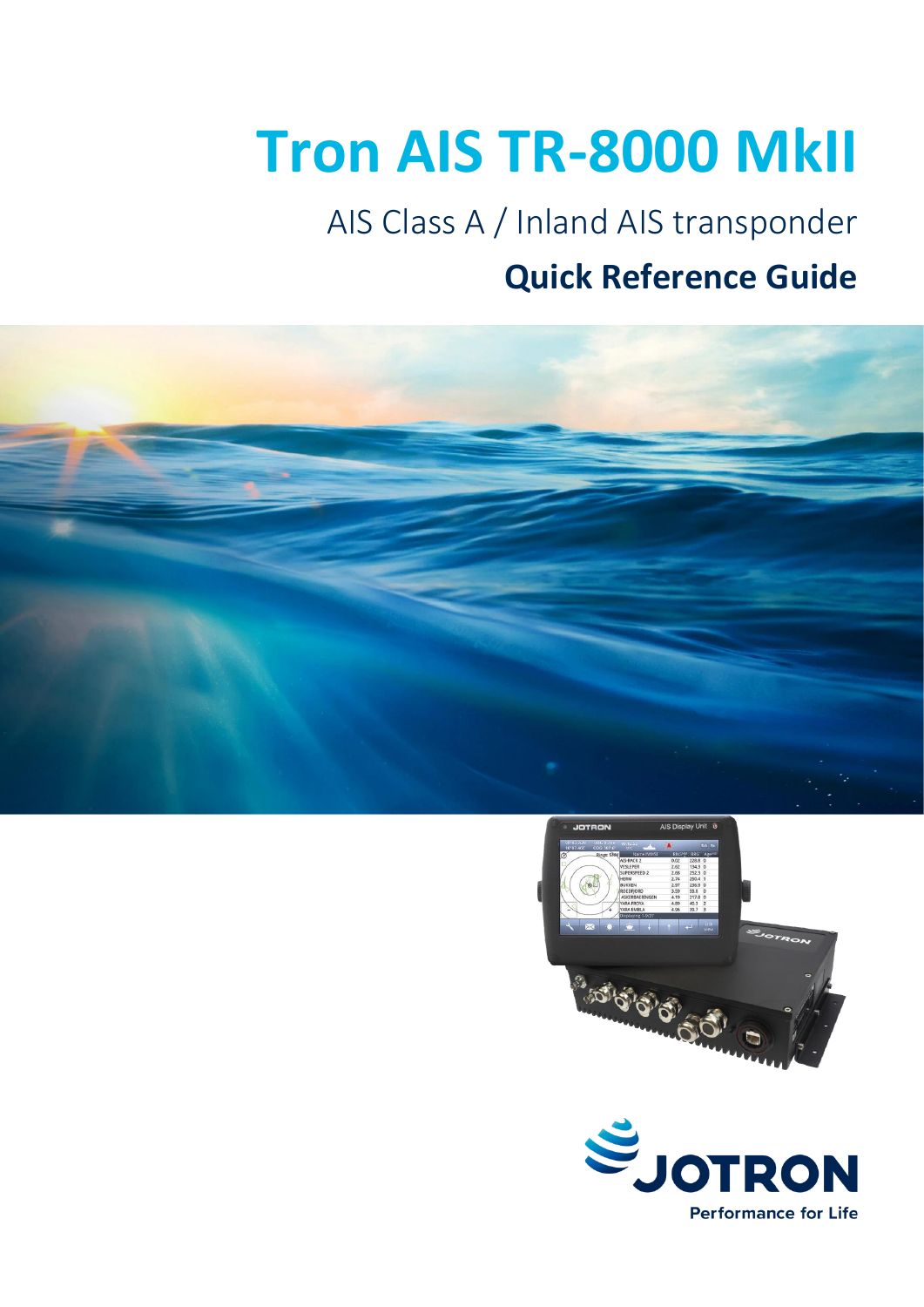# Tron AIS TR-8000 MkII

## AIS Class A / Inland AIS transponder

## Quick Reference Guide

JOTRON

Performance for Life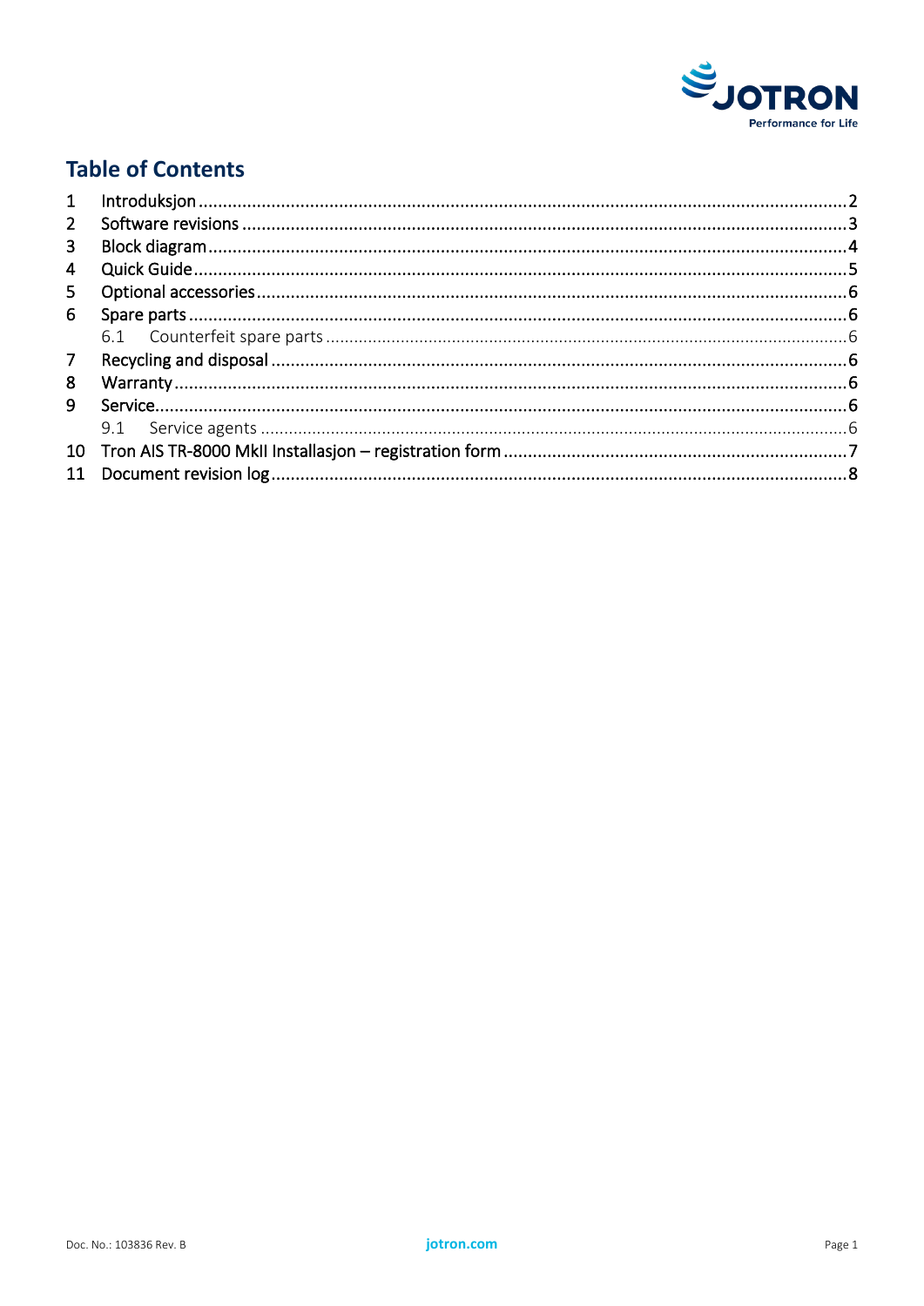# Table of Contents

| | | |
|---|---|---|
| 1 | Introduksjon | 2 |
| 2 | Software revisions | 3 |
| 3 | Block diagram | 4 |
| 4 | Quick Guide | 5 |
| 5 | Optional accessories | 6 |
| 6 | Spare parts | 6 |
| 6.1 | Counterfeit spare parts | 6 |
| 7 | Recycling and disposal | 6 |
| 8 | Warranty | 6 |
| 9 | Service | 6 |
| 9.1 | Service agents | 6 |
| 10 | Tron AIS TR-8000 MkII Installasjon – registration form | 7 |
| 11 | Document revision log | 8 |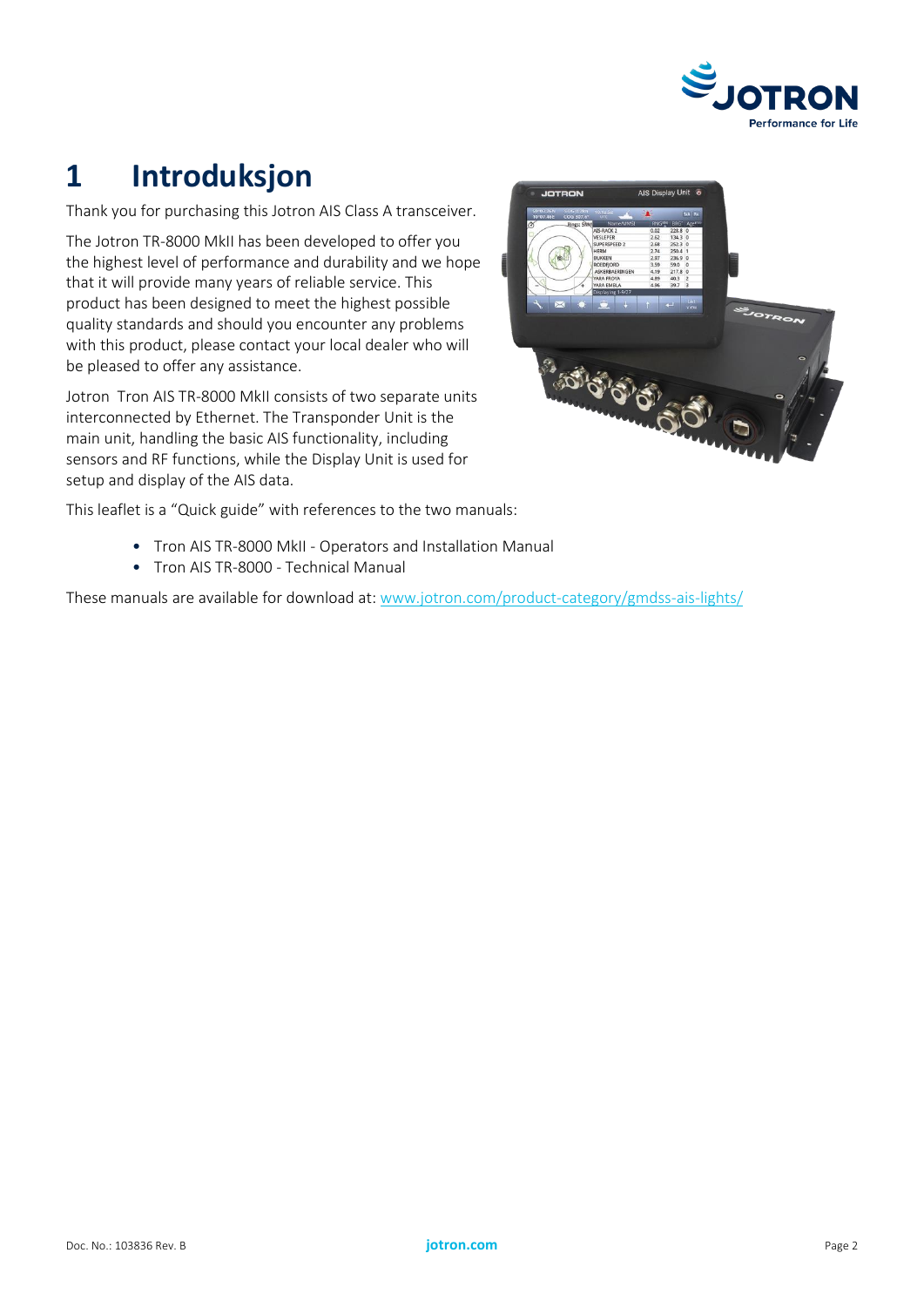# 1 Introduksjon

Thank you for purchasing this Jotron AIS Class A transceiver.

The Jotron TR-8000 MkII has been developed to offer you the highest level of performance and durability and we hope that it will provide many years of reliable service. This product has been designed to meet the highest possible quality standards and should you encounter any problems with this product, please contact your local dealer who will be pleased to offer any assistance.

Jotron Tron AIS TR-8000 MkII consists of two separate units interconnected by Ethernet. The Transponder Unit is the main unit, handling the basic AIS functionality, including sensors and RF functions, while the Display Unit is used for setup and display of the AIS data.

This leaflet is a "Quick guide" with references to the two manuals:

- Tron AIS TR-8000 MkII - Operators and Installation Manual
- Tron AIS TR-8000 - Technical Manual

These manuals are available for download at: www.jotron.com/product-category/gmdss-ais-lights/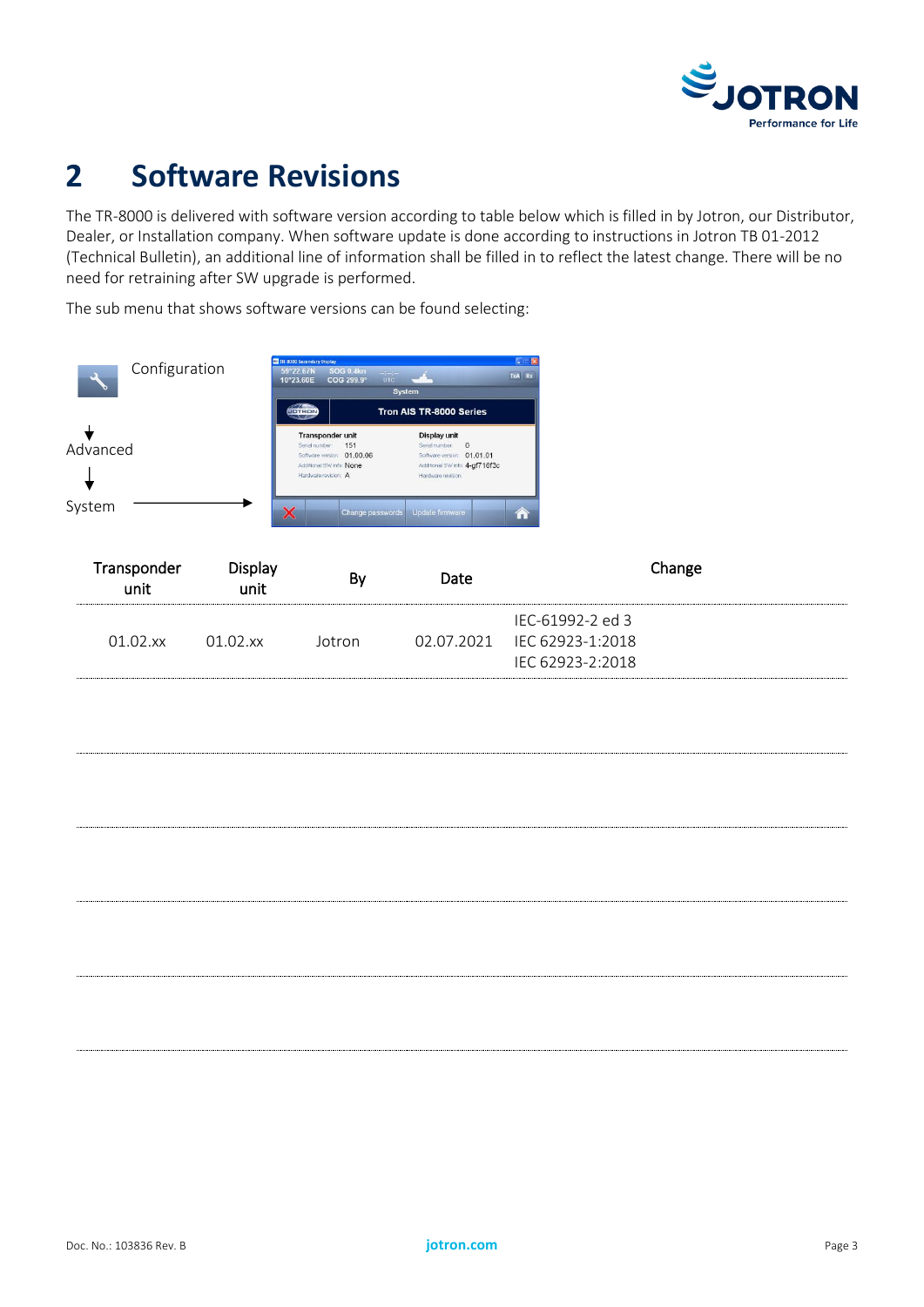# 2 Software Revisions

The TR-8000 is delivered with software version according to table below which is filled in by Jotron, our Distributor, Dealer, or Installation company. When software update is done according to instructions in Jotron TB 01-2012 (Technical Bulletin), an additional line of information shall be filled in to reflect the latest change. There will be no need for retraining after SW upgrade is performed.

The sub menu that shows software versions can be found selecting:

Configuration

↓

Advanced

↓

System →

| Transponder unit | Display unit | By | Date | Change |
|---|---|---|---|---|
| 01.02.xx | 01.02.xx | Jotron | 02.07.2021 | IEC-61992-2 ed 3<br>IEC 62923-1:2018<br>IEC 62923-2:2018 |
| | | | | |
| | | | | |
| | | | | |
| | | | | |
| | | | | |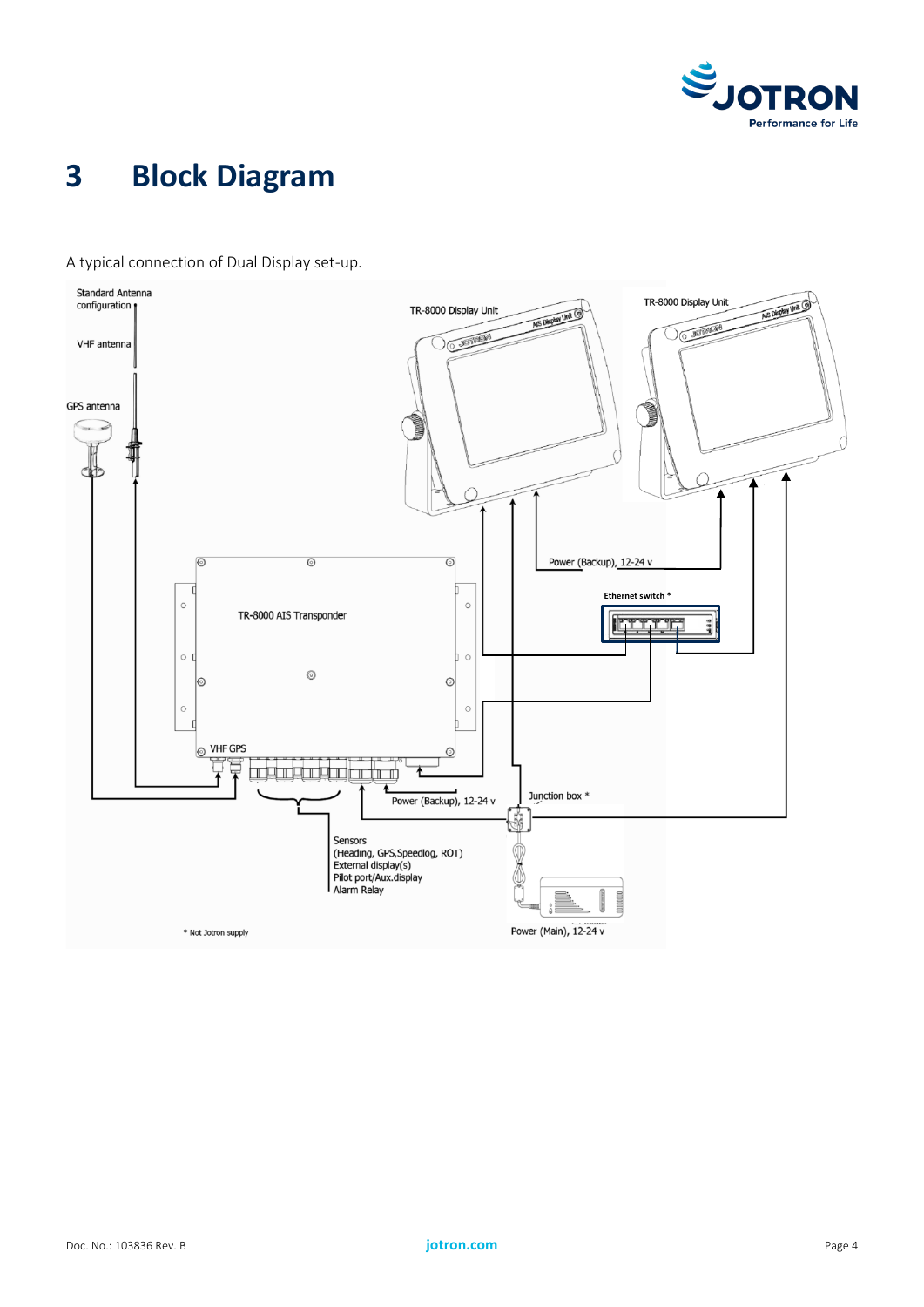# 3 Block Diagram

A typical connection of Dual Display set-up.

Standard Antenna configuration

VHF antenna

GPS antenna

TR-8000 Display Unit

TR-8000 Display Unit

Power (Backup), 12-24 v

Ethernet switch *

TR-8000 AIS Transponder

VHF GPS

Power (Backup), 12-24 v

Junction box *

Sensors
(Heading, GPS,Speedlog, ROT)
External display(s)
Pilot port/Aux.display
Alarm Relay

Power (Main), 12-24 v

\* Not Jotron supply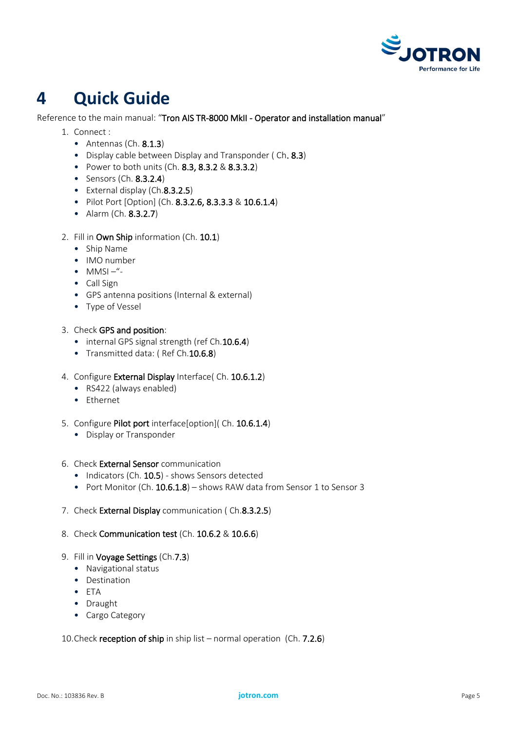# 4 Quick Guide

Reference to the main manual: "Tron AIS TR-8000 MkII - Operator and installation manual"

1. Connect :
   - Antennas (Ch. 8.1.3)
   - Display cable between Display and Transponder ( Ch. 8.3)
   - Power to both units (Ch. 8.3, 8.3.2 & 8.3.3.2)
   - Sensors (Ch. 8.3.2.4)
   - External display (Ch.8.3.2.5)
   - Pilot Port [Option] (Ch. 8.3.2.6, 8.3.3.3 & 10.6.1.4)
   - Alarm (Ch. 8.3.2.7)

2. Fill in Own Ship information (Ch. 10.1)
   - Ship Name
   - IMO number
   - MMSI –"-
   - Call Sign
   - GPS antenna positions (Internal & external)
   - Type of Vessel

3. Check GPS and position:
   - internal GPS signal strength (ref Ch.10.6.4)
   - Transmitted data: ( Ref Ch.10.6.8)

4. Configure External Display Interface( Ch. 10.6.1.2)
   - RS422 (always enabled)
   - Ethernet

5. Configure Pilot port interface[option]( Ch. 10.6.1.4)
   - Display or Transponder

6. Check External Sensor communication
   - Indicators (Ch. 10.5) - shows Sensors detected
   - Port Monitor (Ch. 10.6.1.8) – shows RAW data from Sensor 1 to Sensor 3

7. Check External Display communication ( Ch.8.3.2.5)

8. Check Communication test (Ch. 10.6.2 & 10.6.6)

9. Fill in Voyage Settings (Ch.7.3)
   - Navigational status
   - Destination
   - ETA
   - Draught
   - Cargo Category

10. Check reception of ship in ship list – normal operation (Ch. 7.2.6)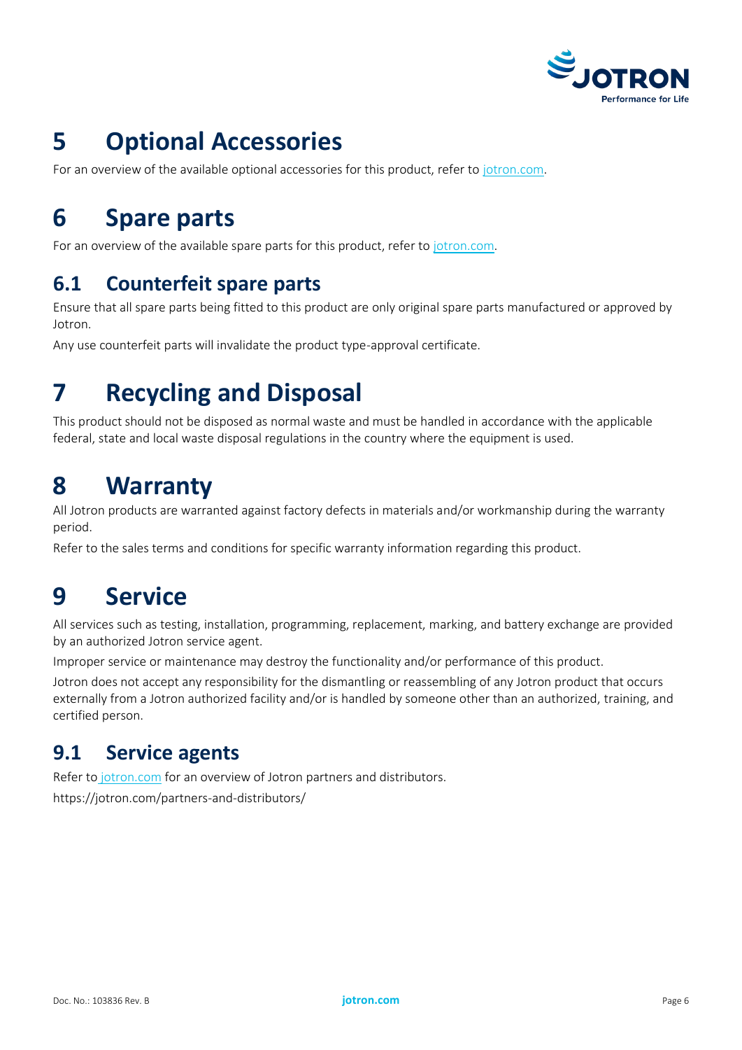# 5 Optional Accessories

For an overview of the available optional accessories for this product, refer to jotron.com.

# 6 Spare parts

For an overview of the available spare parts for this product, refer to jotron.com.

## 6.1 Counterfeit spare parts

Ensure that all spare parts being fitted to this product are only original spare parts manufactured or approved by Jotron.

Any use counterfeit parts will invalidate the product type-approval certificate.

# 7 Recycling and Disposal

This product should not be disposed as normal waste and must be handled in accordance with the applicable federal, state and local waste disposal regulations in the country where the equipment is used.

# 8 Warranty

All Jotron products are warranted against factory defects in materials and/or workmanship during the warranty period.

Refer to the sales terms and conditions for specific warranty information regarding this product.

# 9 Service

All services such as testing, installation, programming, replacement, marking, and battery exchange are provided by an authorized Jotron service agent.

Improper service or maintenance may destroy the functionality and/or performance of this product.

Jotron does not accept any responsibility for the dismantling or reassembling of any Jotron product that occurs externally from a Jotron authorized facility and/or is handled by someone other than an authorized, training, and certified person.

## 9.1 Service agents

Refer to jotron.com for an overview of Jotron partners and distributors.

https://jotron.com/partners-and-distributors/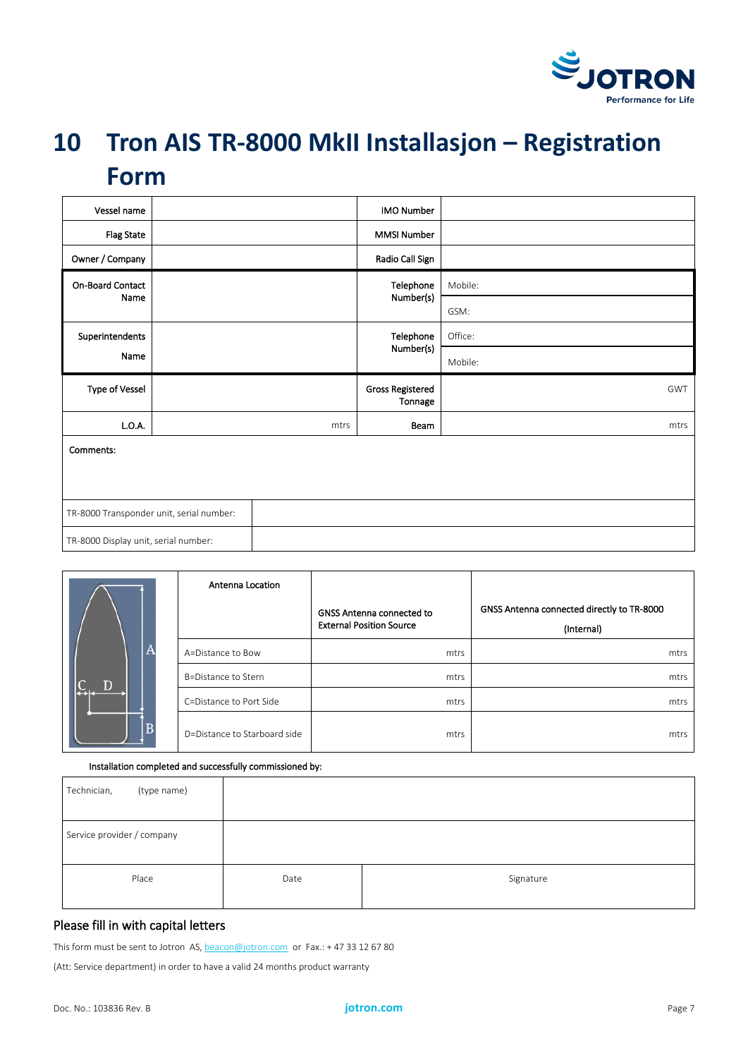# 10 Tron AIS TR-8000 MkII Installasjon – Registration Form

| Vessel name | | IMO Number | |
|---|---|---|---|
| Flag State | | MMSI Number | |
| Owner / Company | | Radio Call Sign | |
| On-Board Contact Name | | Telephone Number(s) | Mobile: |
| | | | GSM: |
| Superintendents Name | | Telephone Number(s) | Office: |
| | | | Mobile: |
| Type of Vessel | | Gross Registered Tonnage | GWT |
| L.O.A. | mtrs | Beam | mtrs |

Comments:

| | |
|---|---|
| TR-8000 Transponder unit, serial number: | |
| TR-8000 Display unit, serial number: | |

| Antenna Location | GNSS Antenna connected to External Position Source | GNSS Antenna connected directly to TR-8000 (Internal) |
|---|---|---|
| A=Distance to Bow | mtrs | mtrs |
| B=Distance to Stern | mtrs | mtrs |
| C=Distance to Port Side | mtrs | mtrs |
| D=Distance to Starboard side | mtrs | mtrs |

Installation completed and successfully commissioned by:

| Technician, (type name) | | |
|---|---|---|
| Service provider / company | | |
| Place | Date | Signature |

## Please fill in with capital letters

This form must be sent to Jotron AS, beacon@jotron.com or Fax.: + 47 33 12 67 80

(Att: Service department) in order to have a valid 24 months product warranty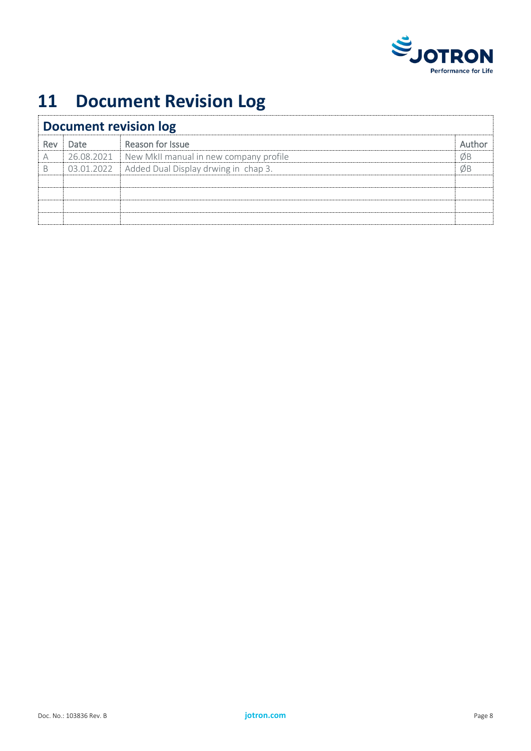# 11 Document Revision Log

| Document revision log | | | |
|---|---|---|---|
| Rev | Date | Reason for Issue | Author |
| A | 26.08.2021 | New MkII manual in new company profile | ØB |
| B | 03.01.2022 | Added Dual Display drwing in chap 3. | ØB |
| | | | |
| | | | |
| | | | |
| | | | |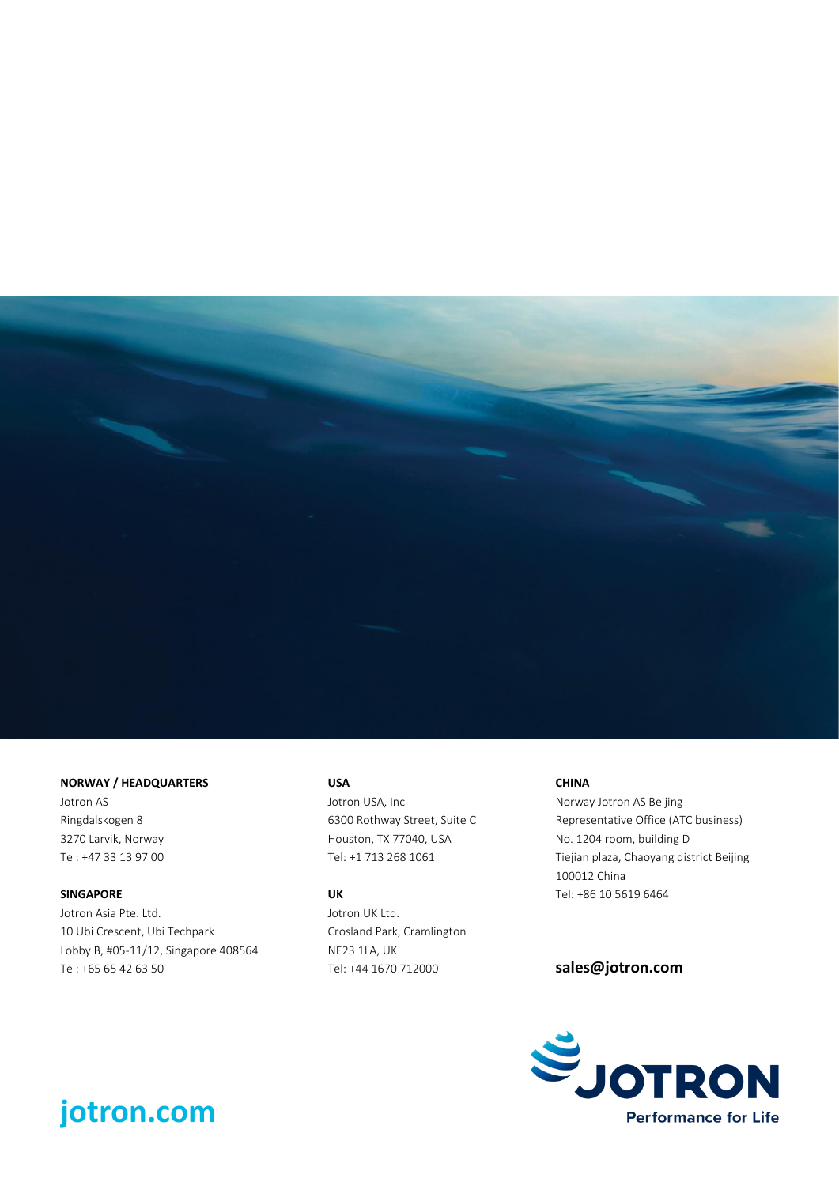**NORWAY / HEADQUARTERS**
Jotron AS
Ringdalskogen 8
3270 Larvik, Norway
Tel: +47 33 13 97 00

**SINGAPORE**
Jotron Asia Pte. Ltd.
10 Ubi Crescent, Ubi Techpark
Lobby B, #05-11/12, Singapore 408564
Tel: +65 65 42 63 50

**USA**
Jotron USA, Inc
6300 Rothway Street, Suite C
Houston, TX 77040, USA
Tel: +1 713 268 1061

**UK**
Jotron UK Ltd.
Crosland Park, Cramlington
NE23 1LA, UK
Tel: +44 1670 712000

**CHINA**
Norway Jotron AS Beijing
Representative Office (ATC business)
No. 1204 room, building D
Tiejian plaza, Chaoyang district Beijing
100012 China
Tel: +86 10 5619 6464

**sales@jotron.com**

JOTRON
Performance for Life

**jotron.com**